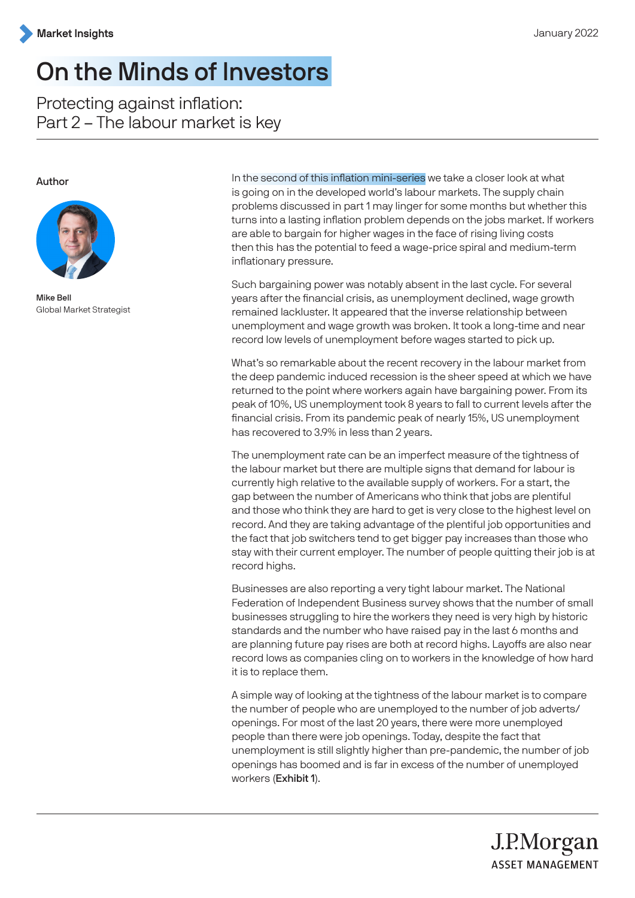Market Insights

January 2022

# On the Minds of Investors

## Protecting against inflation: Part 2 – The labour market is key

**Author**

**Mike Bell**
Global Market Strategist

In the second of this inflation mini-series we take a closer look at what is going on in the developed world's labour markets. The supply chain problems discussed in part 1 may linger for some months but whether this turns into a lasting inflation problem depends on the jobs market. If workers are able to bargain for higher wages in the face of rising living costs then this has the potential to feed a wage-price spiral and medium-term inflationary pressure.

Such bargaining power was notably absent in the last cycle. For several years after the financial crisis, as unemployment declined, wage growth remained lackluster. It appeared that the inverse relationship between unemployment and wage growth was broken. It took a long-time and near record low levels of unemployment before wages started to pick up.

What's so remarkable about the recent recovery in the labour market from the deep pandemic induced recession is the sheer speed at which we have returned to the point where workers again have bargaining power. From its peak of 10%, US unemployment took 8 years to fall to current levels after the financial crisis. From its pandemic peak of nearly 15%, US unemployment has recovered to 3.9% in less than 2 years.

The unemployment rate can be an imperfect measure of the tightness of the labour market but there are multiple signs that demand for labour is currently high relative to the available supply of workers. For a start, the gap between the number of Americans who think that jobs are plentiful and those who think they are hard to get is very close to the highest level on record. And they are taking advantage of the plentiful job opportunities and the fact that job switchers tend to get bigger pay increases than those who stay with their current employer. The number of people quitting their job is at record highs.

Businesses are also reporting a very tight labour market. The National Federation of Independent Business survey shows that the number of small businesses struggling to hire the workers they need is very high by historic standards and the number who have raised pay in the last 6 months and are planning future pay rises are both at record highs. Layoffs are also near record lows as companies cling on to workers in the knowledge of how hard it is to replace them.

A simple way of looking at the tightness of the labour market is to compare the number of people who are unemployed to the number of job adverts/openings. For most of the last 20 years, there were more unemployed people than there were job openings. Today, despite the fact that unemployment is still slightly higher than pre-pandemic, the number of job openings has boomed and is far in excess of the number of unemployed workers (**Exhibit 1**).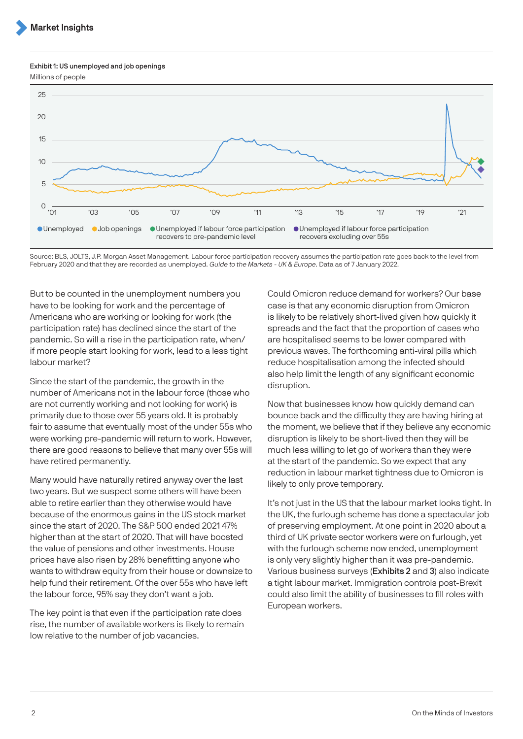**Exhibit 1: US unemployed and job openings**

Millions of people

Unemployed · Job openings · Unemployed if labour force participation recovers to pre-pandemic level · Unemployed if labour force participation recovers excluding over 55s

Source: BLS, JOLTS, J.P. Morgan Asset Management. Labour force participation recovery assumes the participation rate goes back to the level from February 2020 and that they are recorded as unemployed. *Guide to the Markets - UK & Europe*. Data as of 7 January 2022.

But to be counted in the unemployment numbers you have to be looking for work and the percentage of Americans who are working or looking for work (the participation rate) has declined since the start of the pandemic. So will a rise in the participation rate, when/if more people start looking for work, lead to a less tight labour market?

Since the start of the pandemic, the growth in the number of Americans not in the labour force (those who are not currently working and not looking for work) is primarily due to those over 55 years old. It is probably fair to assume that eventually most of the under 55s who were working pre-pandemic will return to work. However, there are good reasons to believe that many over 55s will have retired permanently.

Many would have naturally retired anyway over the last two years. But we suspect some others will have been able to retire earlier than they otherwise would have because of the enormous gains in the US stock market since the start of 2020. The S&P 500 ended 2021 47% higher than at the start of 2020. That will have boosted the value of pensions and other investments. House prices have also risen by 28% benefitting anyone who wants to withdraw equity from their house or downsize to help fund their retirement. Of the over 55s who have left the labour force, 95% say they don't want a job.

The key point is that even if the participation rate does rise, the number of available workers is likely to remain low relative to the number of job vacancies.

Could Omicron reduce demand for workers? Our base case is that any economic disruption from Omicron is likely to be relatively short-lived given how quickly it spreads and the fact that the proportion of cases who are hospitalised seems to be lower compared with previous waves. The forthcoming anti-viral pills which reduce hospitalisation among the infected should also help limit the length of any significant economic disruption.

Now that businesses know how quickly demand can bounce back and the difficulty they are having hiring at the moment, we believe that if they believe any economic disruption is likely to be short-lived then they will be much less willing to let go of workers than they were at the start of the pandemic. So we expect that any reduction in labour market tightness due to Omicron is likely to only prove temporary.

It's not just in the US that the labour market looks tight. In the UK, the furlough scheme has done a spectacular job of preserving employment. At one point in 2020 about a third of UK private sector workers were on furlough, yet with the furlough scheme now ended, unemployment is only very slightly higher than it was pre-pandemic. Various business surveys (**Exhibits 2** and **3**) also indicate a tight labour market. Immigration controls post-Brexit could also limit the ability of businesses to fill roles with European workers.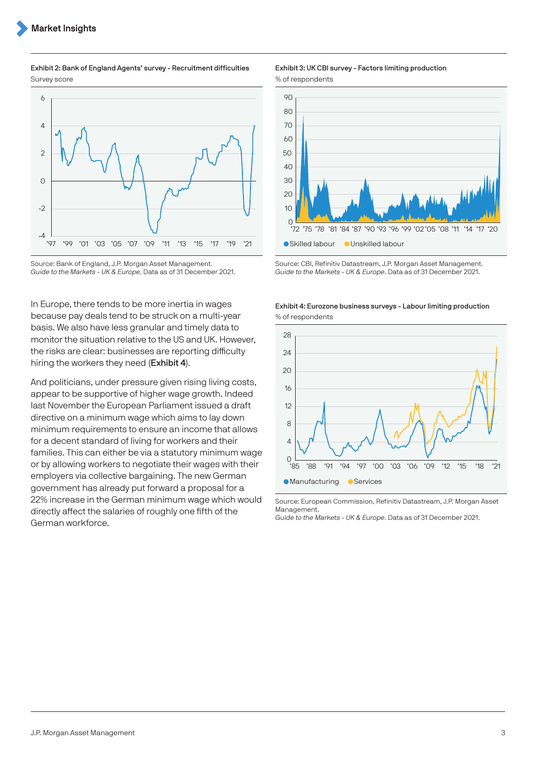**Exhibit 2: Bank of England Agents' survey - Recruitment difficulties**
Survey score

Source: Bank of England, J.P. Morgan Asset Management.
*Guide to the Markets - UK & Europe*. Data as of 31 December 2021.

**Exhibit 3: UK CBI survey - Factors limiting production**
% of respondents

Source: CBI, Refinitiv Datastream, J.P. Morgan Asset Management.
*Guide to the Markets - UK & Europe*. Data as of 31 December 2021.

In Europe, there tends to be more inertia in wages because pay deals tend to be struck on a multi-year basis. We also have less granular and timely data to monitor the situation relative to the US and UK. However, the risks are clear: businesses are reporting difficulty hiring the workers they need (**Exhibit 4**).

And politicians, under pressure given rising living costs, appear to be supportive of higher wage growth. Indeed last November the European Parliament issued a draft directive on a minimum wage which aims to lay down minimum requirements to ensure an income that allows for a decent standard of living for workers and their families. This can either be via a statutory minimum wage or by allowing workers to negotiate their wages with their employers via collective bargaining. The new German government has already put forward a proposal for a 22% increase in the German minimum wage which would directly affect the salaries of roughly one fifth of the German workforce.

**Exhibit 4: Eurozone business surveys - Labour limiting production**
% of respondents

Source: European Commission, Refinitiv Datastream, J.P. Morgan Asset Management.
*Guide to the Markets - UK & Europe*. Data as of 31 December 2021.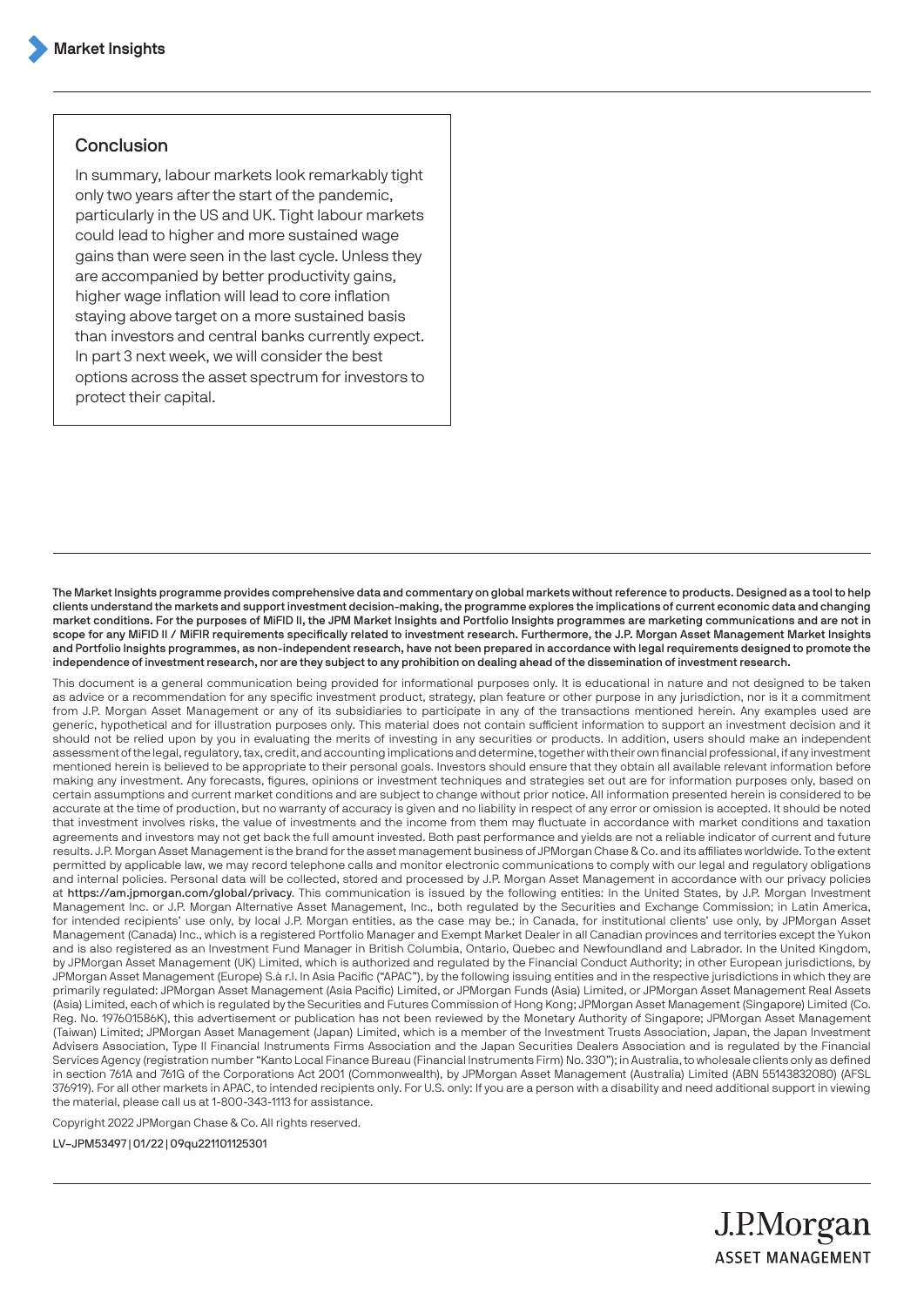## Conclusion

In summary, labour markets look remarkably tight only two years after the start of the pandemic, particularly in the US and UK. Tight labour markets could lead to higher and more sustained wage gains than were seen in the last cycle. Unless they are accompanied by better productivity gains, higher wage inflation will lead to core inflation staying above target on a more sustained basis than investors and central banks currently expect. In part 3 next week, we will consider the best options across the asset spectrum for investors to protect their capital.

**The Market Insights programme provides comprehensive data and commentary on global markets without reference to products. Designed as a tool to help clients understand the markets and support investment decision-making, the programme explores the implications of current economic data and changing market conditions. For the purposes of MiFID II, the JPM Market Insights and Portfolio Insights programmes are marketing communications and are not in scope for any MiFID II / MiFIR requirements specifically related to investment research. Furthermore, the J.P. Morgan Asset Management Market Insights and Portfolio Insights programmes, as non-independent research, have not been prepared in accordance with legal requirements designed to promote the independence of investment research, nor are they subject to any prohibition on dealing ahead of the dissemination of investment research.**

This document is a general communication being provided for informational purposes only. It is educational in nature and not designed to be taken as advice or a recommendation for any specific investment product, strategy, plan feature or other purpose in any jurisdiction, nor is it a commitment from J.P. Morgan Asset Management or any of its subsidiaries to participate in any of the transactions mentioned herein. Any examples used are generic, hypothetical and for illustration purposes only. This material does not contain sufficient information to support an investment decision and it should not be relied upon by you in evaluating the merits of investing in any securities or products. In addition, users should make an independent assessment of the legal, regulatory, tax, credit, and accounting implications and determine, together with their own financial professional, if any investment mentioned herein is believed to be appropriate to their personal goals. Investors should ensure that they obtain all available relevant information before making any investment. Any forecasts, figures, opinions or investment techniques and strategies set out are for information purposes only, based on certain assumptions and current market conditions and are subject to change without prior notice. All information presented herein is considered to be accurate at the time of production, but no warranty of accuracy is given and no liability in respect of any error or omission is accepted. It should be noted that investment involves risks, the value of investments and the income from them may fluctuate in accordance with market conditions and taxation agreements and investors may not get back the full amount invested. Both past performance and yields are not a reliable indicator of current and future results. J.P. Morgan Asset Management is the brand for the asset management business of JPMorgan Chase & Co. and its affiliates worldwide. To the extent permitted by applicable law, we may record telephone calls and monitor electronic communications to comply with our legal and regulatory obligations and internal policies. Personal data will be collected, stored and processed by J.P. Morgan Asset Management in accordance with our privacy policies at https://am.jpmorgan.com/global/privacy. This communication is issued by the following entities: In the United States, by J.P. Morgan Investment Management Inc. or J.P. Morgan Alternative Asset Management, Inc., both regulated by the Securities and Exchange Commission; in Latin America, for intended recipients' use only, by local J.P. Morgan entities, as the case may be.; in Canada, for institutional clients' use only, by JPMorgan Asset Management (Canada) Inc., which is a registered Portfolio Manager and Exempt Market Dealer in all Canadian provinces and territories except the Yukon and is also registered as an Investment Fund Manager in British Columbia, Ontario, Quebec and Newfoundland and Labrador. In the United Kingdom, by JPMorgan Asset Management (UK) Limited, which is authorized and regulated by the Financial Conduct Authority; in other European jurisdictions, by JPMorgan Asset Management (Europe) S.à r.l. In Asia Pacific ("APAC"), by the following issuing entities and in the respective jurisdictions in which they are primarily regulated: JPMorgan Asset Management (Asia Pacific) Limited, or JPMorgan Funds (Asia) Limited, or JPMorgan Asset Management Real Assets (Asia) Limited, each of which is regulated by the Securities and Futures Commission of Hong Kong; JPMorgan Asset Management (Singapore) Limited (Co. Reg. No. 197601586K), this advertisement or publication has not been reviewed by the Monetary Authority of Singapore; JPMorgan Asset Management (Taiwan) Limited; JPMorgan Asset Management (Japan) Limited, which is a member of the Investment Trusts Association, Japan, the Japan Investment Advisers Association, Type II Financial Instruments Firms Association and the Japan Securities Dealers Association and is regulated by the Financial Services Agency (registration number "Kanto Local Finance Bureau (Financial Instruments Firm) No. 330"); in Australia, to wholesale clients only as defined in section 761A and 761G of the Corporations Act 2001 (Commonwealth), by JPMorgan Asset Management (Australia) Limited (ABN 55143832080) (AFSL 376919). For all other markets in APAC, to intended recipients only. For U.S. only: If you are a person with a disability and need additional support in viewing the material, please call us at 1-800-343-1113 for assistance.

Copyright 2022 JPMorgan Chase & Co. All rights reserved.

LV–JPM53497 | 01/22 | 09qu221101125301

J.P.Morgan
ASSET MANAGEMENT